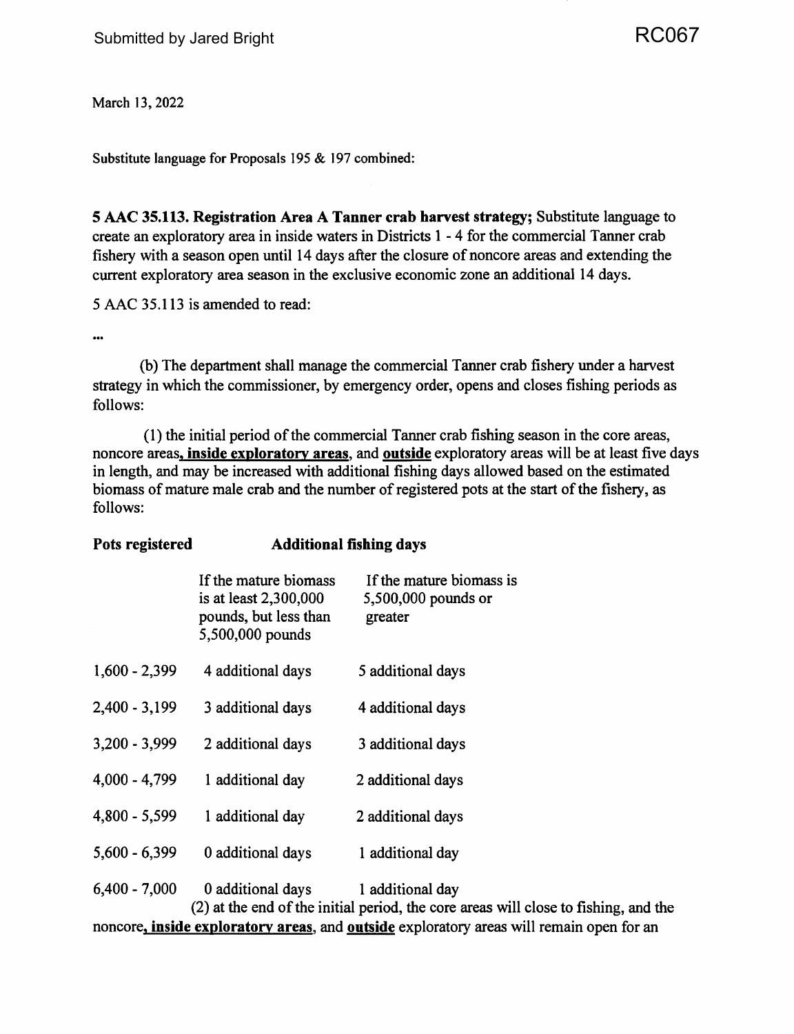Submitted by Jared Bright

RC067

March 13, 2022

Substitute language for Proposals 195 & 197 combined:

**5 AAC 35.113. Registration Area A Tanner crab harvest strategy;** Substitute language to create an exploratory area in inside waters in Districts 1 - 4 for the commercial Tanner crab fishery with a season open until 14 days after the closure of noncore areas and extending the current exploratory area season in the exclusive economic zone an additional 14 days.

5 AAC 35.113 is amended to read:

...

(b) The department shall manage the commercial Tanner crab fishery under a harvest strategy in which the commissioner, by emergency order, opens and closes fishing periods as follows:

(1) the initial period of the commercial Tanner crab fishing season in the core areas, noncore areas**, inside exploratory areas**, and **outside** exploratory areas will be at least five days in length, and may be increased with additional fishing days allowed based on the estimated biomass of mature male crab and the number of registered pots at the start of the fishery, as follows:

| **Pots registered** | **Additional fishing days** | |
|---|---|---|
| | If the mature biomass is at least 2,300,000 pounds, but less than 5,500,000 pounds | If the mature biomass is 5,500,000 pounds or greater |
| 1,600 - 2,399 | 4 additional days | 5 additional days |
| 2,400 - 3,199 | 3 additional days | 4 additional days |
| 3,200 - 3,999 | 2 additional days | 3 additional days |
| 4,000 - 4,799 | 1 additional day | 2 additional days |
| 4,800 - 5,599 | 1 additional day | 2 additional days |
| 5,600 - 6,399 | 0 additional days | 1 additional day |
| 6,400 - 7,000 | 0 additional days | 1 additional day |

(2) at the end of the initial period, the core areas will close to fishing, and the noncore**, inside exploratory areas**, and **outside** exploratory areas will remain open for an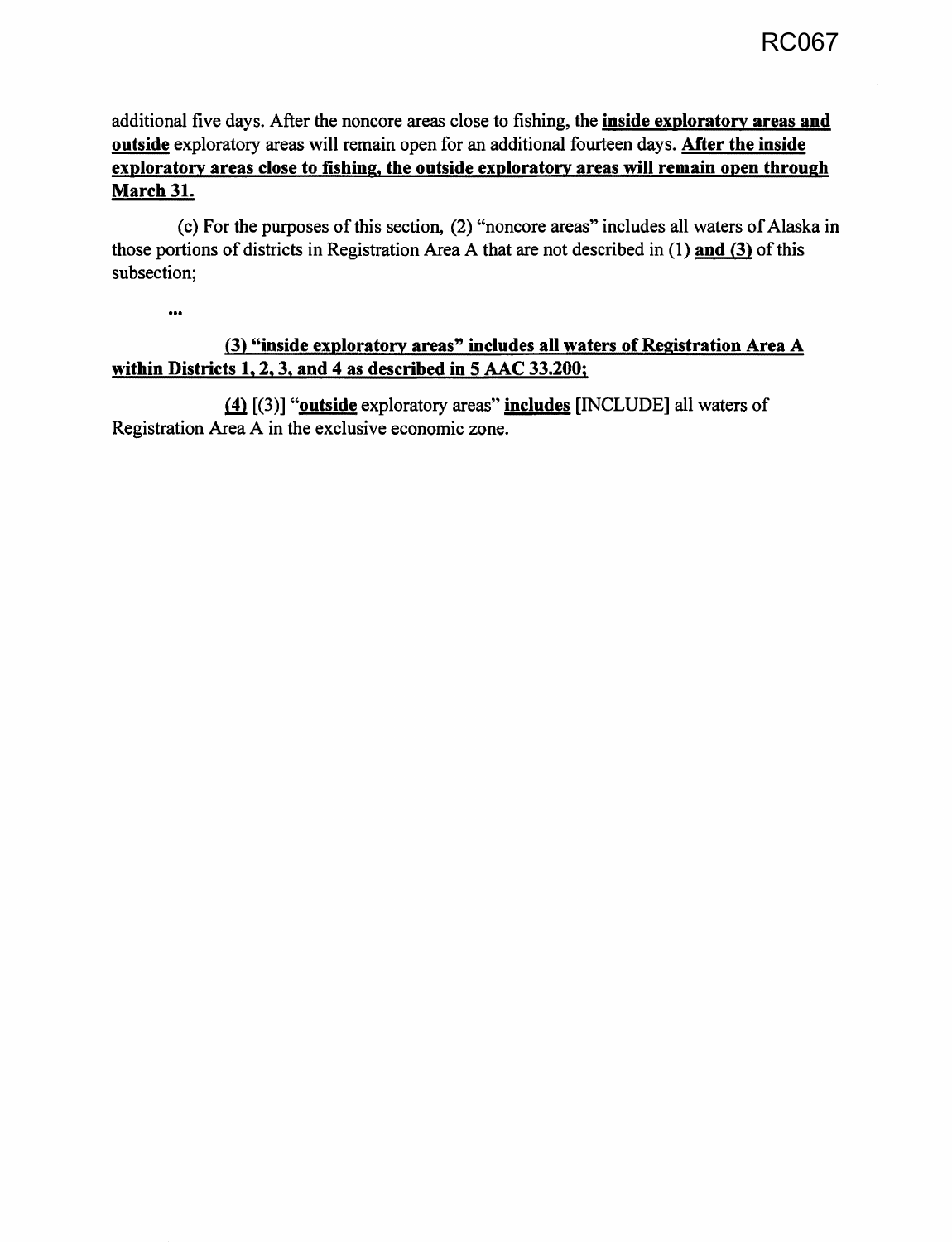additional five days. After the noncore areas close to fishing, the **inside exploratory areas and outside** exploratory areas will remain open for an additional fourteen days. **After the inside exploratory areas close to fishing, the outside exploratory areas will remain open through March 31.**

(c) For the purposes of this section, (2) "noncore areas" includes all waters of Alaska in those portions of districts in Registration Area A that are not described in (1) **and (3)** of this subsection;

...

**(3) "inside exploratory areas" includes all waters of Registration Area A within Districts 1, 2, 3, and 4 as described in 5 AAC 33.200;**

**(4)** [(3)] "**outside** exploratory areas" **includes** [INCLUDE] all waters of Registration Area A in the exclusive economic zone.